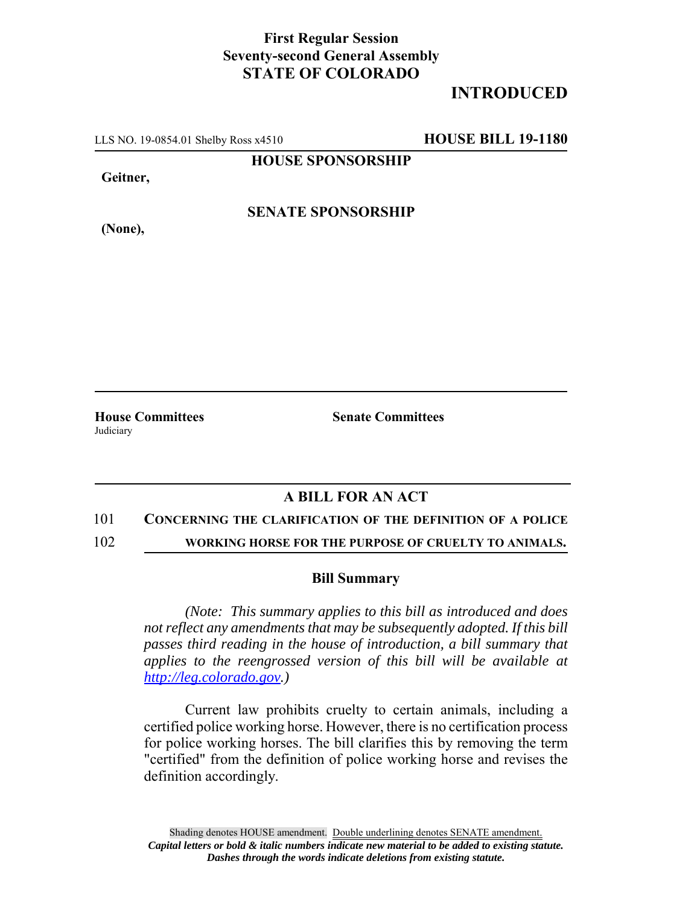**First Regular Session**
**Seventy-second General Assembly**
**STATE OF COLORADO**

**INTRODUCED**

LLS NO. 19-0854.01 Shelby Ross x4510 **HOUSE BILL 19-1180**

**HOUSE SPONSORSHIP**

**Geitner,**

**SENATE SPONSORSHIP**

**(None),**

**House Committees**
Judiciary

**Senate Committees**

## A BILL FOR AN ACT

101 **CONCERNING THE CLARIFICATION OF THE DEFINITION OF A POLICE**
102 **WORKING HORSE FOR THE PURPOSE OF CRUELTY TO ANIMALS.**

### Bill Summary

*(Note: This summary applies to this bill as introduced and does not reflect any amendments that may be subsequently adopted. If this bill passes third reading in the house of introduction, a bill summary that applies to the reengrossed version of this bill will be available at http://leg.colorado.gov.)*

Current law prohibits cruelty to certain animals, including a certified police working horse. However, there is no certification process for police working horses. The bill clarifies this by removing the term "certified" from the definition of police working horse and revises the definition accordingly.

Shading denotes HOUSE amendment. Double underlining denotes SENATE amendment.
***Capital letters or bold & italic numbers indicate new material to be added to existing statute.***
***Dashes through the words indicate deletions from existing statute.***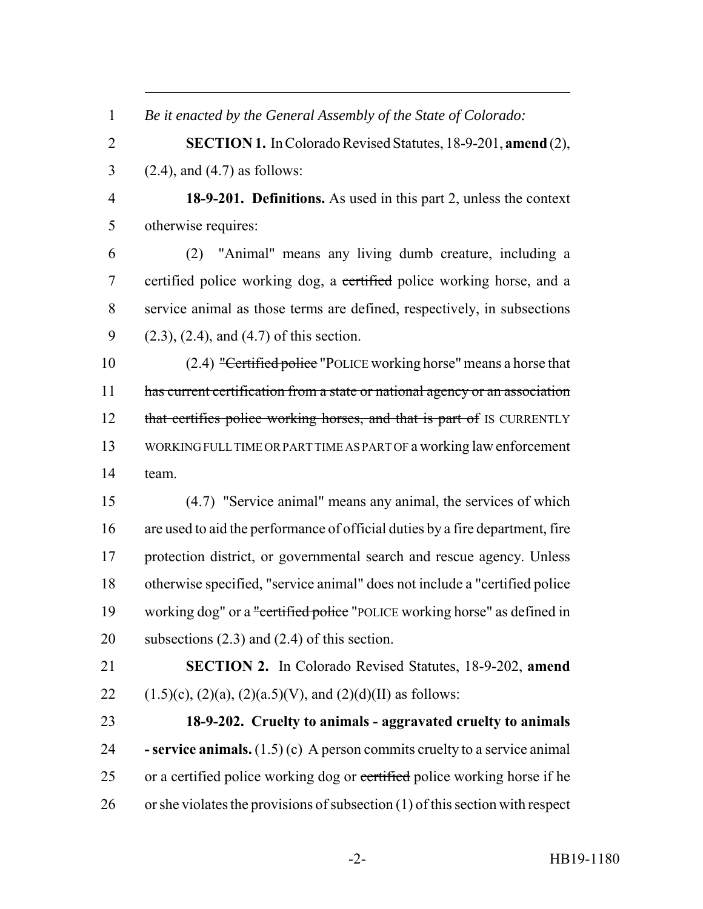*Be it enacted by the General Assembly of the State of Colorado:*

**SECTION 1.** In Colorado Revised Statutes, 18-9-201, **amend** (2), (2.4), and (4.7) as follows:

**18-9-201. Definitions.** As used in this part 2, unless the context otherwise requires:

(2) "Animal" means any living dumb creature, including a certified police working dog, a ~~certified~~ police working horse, and a service animal as those terms are defined, respectively, in subsections (2.3), (2.4), and (4.7) of this section.

(2.4) ~~"Certified police~~ "POLICE working horse" means a horse that ~~has current certification from a state or national agency or an association that certifies police working horses, and that is part of~~ IS CURRENTLY WORKING FULL TIME OR PART TIME AS PART OF a working law enforcement team.

(4.7) "Service animal" means any animal, the services of which are used to aid the performance of official duties by a fire department, fire protection district, or governmental search and rescue agency. Unless otherwise specified, "service animal" does not include a "certified police working dog" or a ~~"certified police~~ "POLICE working horse" as defined in subsections (2.3) and (2.4) of this section.

**SECTION 2.** In Colorado Revised Statutes, 18-9-202, **amend** (1.5)(c), (2)(a), (2)(a.5)(V), and (2)(d)(II) as follows:

**18-9-202. Cruelty to animals - aggravated cruelty to animals - service animals.** (1.5) (c) A person commits cruelty to a service animal or a certified police working dog or ~~certified~~ police working horse if he or she violates the provisions of subsection (1) of this section with respect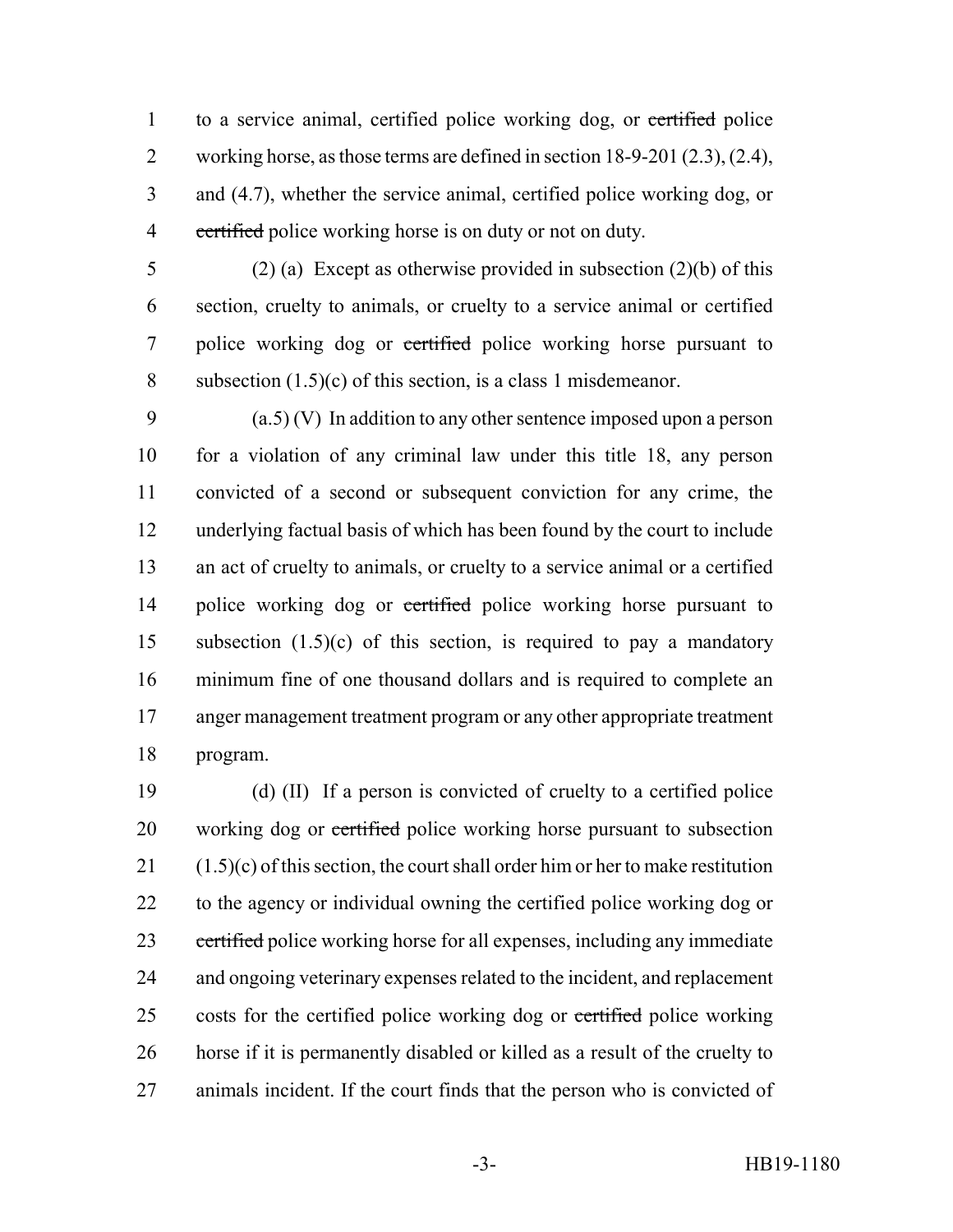to a service animal, certified police working dog, or ~~certified~~ police working horse, as those terms are defined in section 18-9-201 (2.3), (2.4), and (4.7), whether the service animal, certified police working dog, or ~~certified~~ police working horse is on duty or not on duty.

(2) (a) Except as otherwise provided in subsection (2)(b) of this section, cruelty to animals, or cruelty to a service animal or certified police working dog or ~~certified~~ police working horse pursuant to subsection (1.5)(c) of this section, is a class 1 misdemeanor.

(a.5) (V) In addition to any other sentence imposed upon a person for a violation of any criminal law under this title 18, any person convicted of a second or subsequent conviction for any crime, the underlying factual basis of which has been found by the court to include an act of cruelty to animals, or cruelty to a service animal or a certified police working dog or ~~certified~~ police working horse pursuant to subsection (1.5)(c) of this section, is required to pay a mandatory minimum fine of one thousand dollars and is required to complete an anger management treatment program or any other appropriate treatment program.

(d) (II) If a person is convicted of cruelty to a certified police working dog or ~~certified~~ police working horse pursuant to subsection (1.5)(c) of this section, the court shall order him or her to make restitution to the agency or individual owning the certified police working dog or ~~certified~~ police working horse for all expenses, including any immediate and ongoing veterinary expenses related to the incident, and replacement costs for the certified police working dog or ~~certified~~ police working horse if it is permanently disabled or killed as a result of the cruelty to animals incident. If the court finds that the person who is convicted of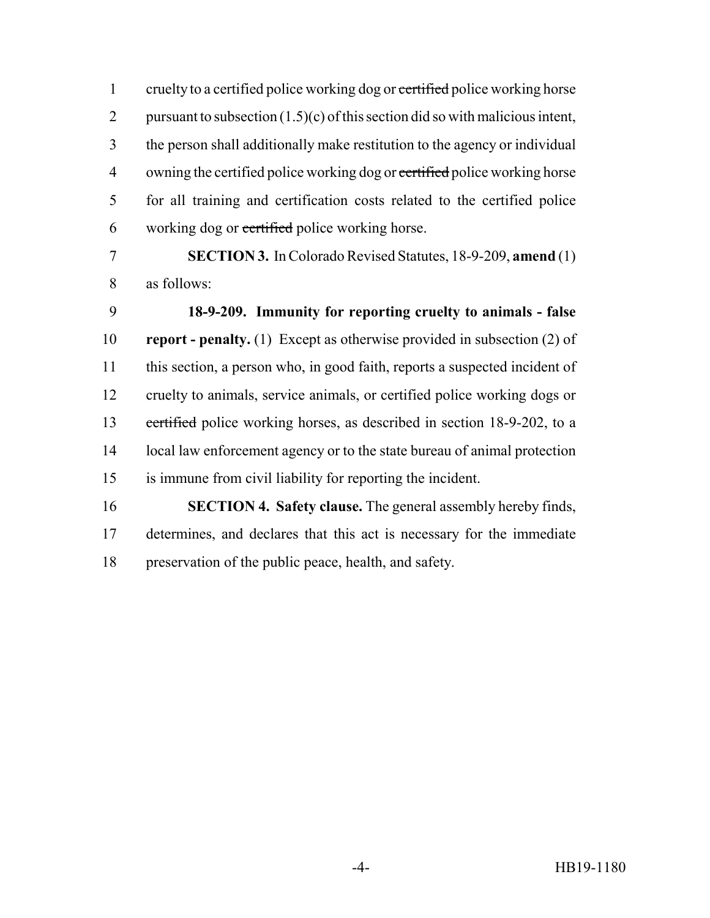cruelty to a certified police working dog or ~~certified~~ police working horse pursuant to subsection (1.5)(c) of this section did so with malicious intent, the person shall additionally make restitution to the agency or individual owning the certified police working dog or ~~certified~~ police working horse for all training and certification costs related to the certified police working dog or ~~certified~~ police working horse.

**SECTION 3.** In Colorado Revised Statutes, 18-9-209, **amend** (1) as follows:

**18-9-209. Immunity for reporting cruelty to animals - false report - penalty.** (1) Except as otherwise provided in subsection (2) of this section, a person who, in good faith, reports a suspected incident of cruelty to animals, service animals, or certified police working dogs or ~~certified~~ police working horses, as described in section 18-9-202, to a local law enforcement agency or to the state bureau of animal protection is immune from civil liability for reporting the incident.

**SECTION 4. Safety clause.** The general assembly hereby finds, determines, and declares that this act is necessary for the immediate preservation of the public peace, health, and safety.